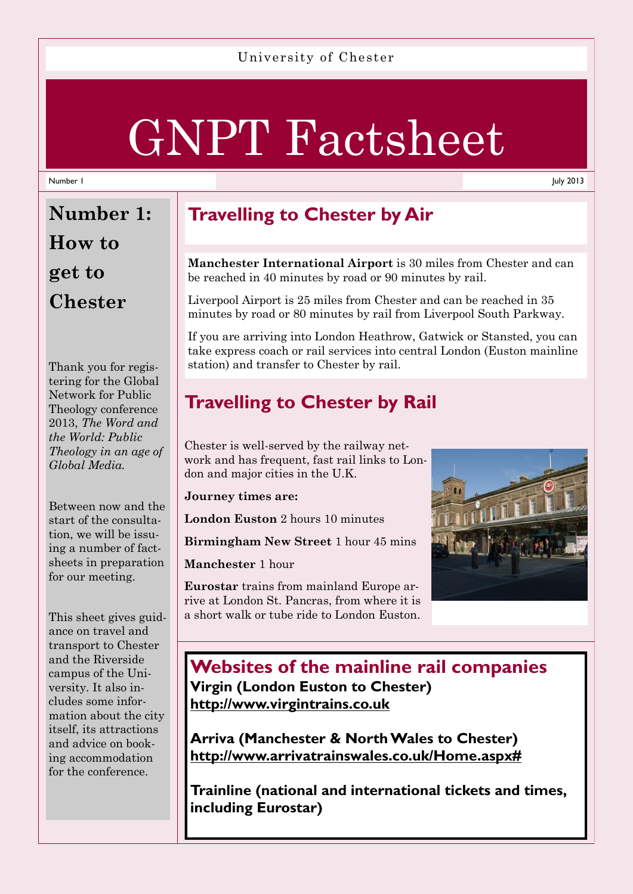University of Chester

# GNPT Factsheet

Number 1

July 2013

## Number 1: How to get to Chester

Thank you for registering for the Global Network for Public Theology conference 2013, *The Word and the World: Public Theology in an age of Global Media.*

Between now and the start of the consultation, we will be issuing a number of factsheets in preparation for our meeting.

This sheet gives guidance on travel and transport to Chester and the Riverside campus of the University. It also includes some information about the city itself, its attractions and advice on booking accommodation for the conference.

## Travelling to Chester by Air

**Manchester International Airport** is 30 miles from Chester and can be reached in 40 minutes by road or 90 minutes by rail.

Liverpool Airport is 25 miles from Chester and can be reached in 35 minutes by road or 80 minutes by rail from Liverpool South Parkway.

If you are arriving into London Heathrow, Gatwick or Stansted, you can take express coach or rail services into central London (Euston mainline station) and transfer to Chester by rail.

## Travelling to Chester by Rail

Chester is well-served by the railway network and has frequent, fast rail links to London and major cities in the U.K.

**Journey times are:**

**London Euston** 2 hours 10 minutes

**Birmingham New Street** 1 hour 45 mins

**Manchester** 1 hour

**Eurostar** trains from mainland Europe arrive at London St. Pancras, from where it is a short walk or tube ride to London Euston.

## Websites of the mainline rail companies

**Virgin (London Euston to Chester)**
**http://www.virgintrains.co.uk**

**Arriva (Manchester & North Wales to Chester)**
**http://www.arrivatrainswales.co.uk/Home.aspx#**

**Trainline (national and international tickets and times, including Eurostar)**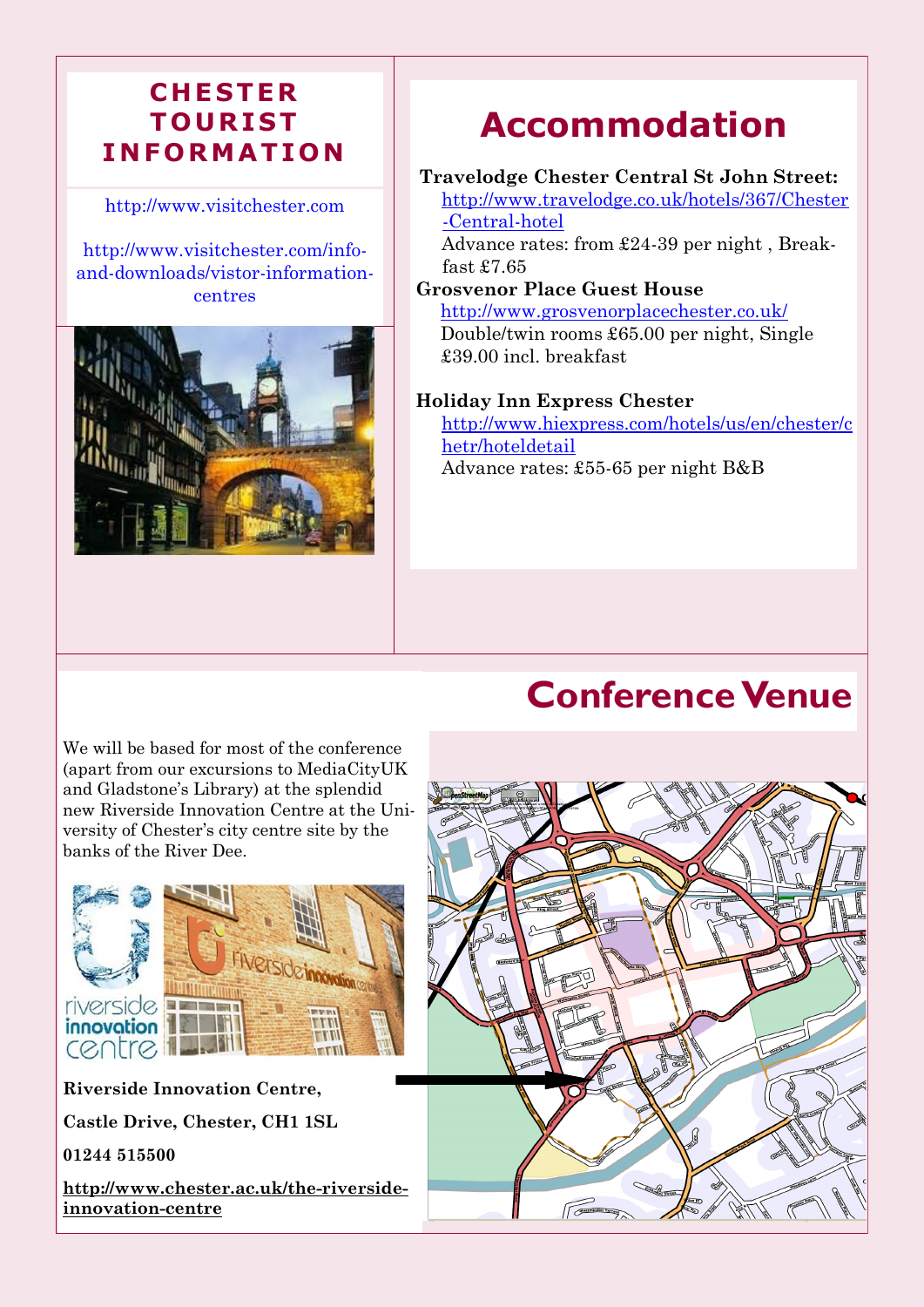# CHESTER TOURIST INFORMATION

http://www.visitchester.com

http://www.visitchester.com/info-and-downloads/vistor-information-centres

# Accommodation

**Travelodge Chester Central St John Street:**
http://www.travelodge.co.uk/hotels/367/Chester-Central-hotel
Advance rates: from £24-39 per night , Breakfast £7.65

**Grosvenor Place Guest House**
http://www.grosvenorplacechester.co.uk/
Double/twin rooms £65.00 per night, Single £39.00 incl. breakfast

**Holiday Inn Express Chester**
http://www.hiexpress.com/hotels/us/en/chester/chetr/hoteldetail
Advance rates: £55-65 per night B&B

# Conference Venue

We will be based for most of the conference (apart from our excursions to MediaCityUK and Gladstone's Library) at the splendid new Riverside Innovation Centre at the University of Chester's city centre site by the banks of the River Dee.

**Riverside Innovation Centre,**

**Castle Drive, Chester, CH1 1SL**

**01244 515500**

**http://www.chester.ac.uk/the-riverside-innovation-centre**